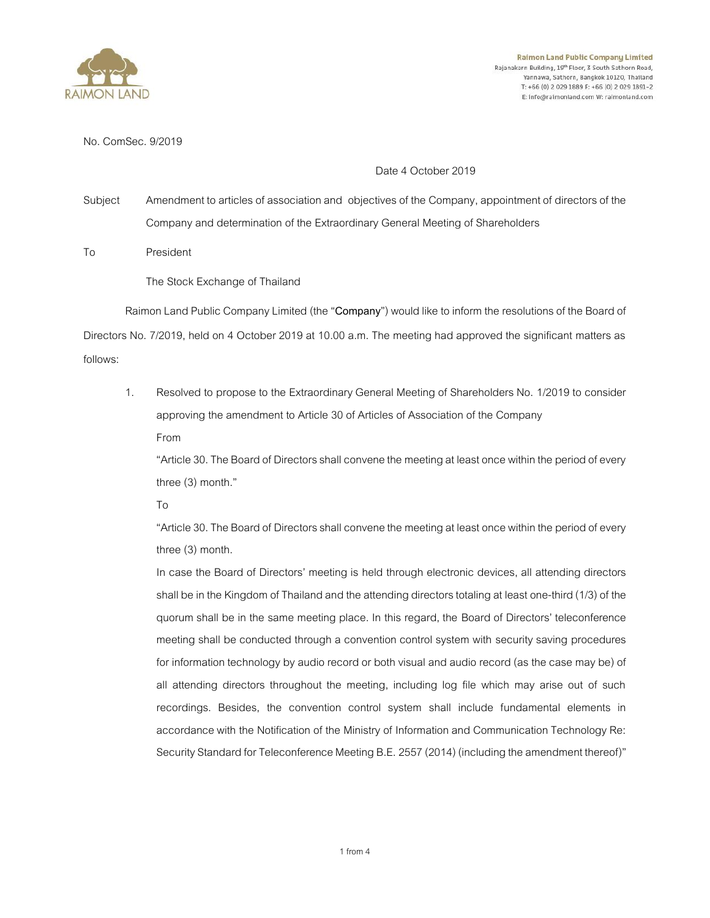**Raimon Land Public Company Limited**
Rajanakarn Building, 19th Floor, 3 South Sathorn Road,
Yannawa, Sathorn, Bangkok 10120, Thailand
T: +66 (0) 2 029 1889 F: +66 (0) 2 029 1891-2
E: info@raimonland.com W: raimonland.com

No. ComSec. 9/2019

Date 4 October 2019

Subject Amendment to articles of association and objectives of the Company, appointment of directors of the Company and determination of the Extraordinary General Meeting of Shareholders

To President

The Stock Exchange of Thailand

Raimon Land Public Company Limited (the "**Company**") would like to inform the resolutions of the Board of Directors No. 7/2019, held on 4 October 2019 at 10.00 a.m. The meeting had approved the significant matters as follows:

1. Resolved to propose to the Extraordinary General Meeting of Shareholders No. 1/2019 to consider approving the amendment to Article 30 of Articles of Association of the Company

   From

   "Article 30. The Board of Directors shall convene the meeting at least once within the period of every three (3) month."

   To

   "Article 30. The Board of Directors shall convene the meeting at least once within the period of every three (3) month.

   In case the Board of Directors' meeting is held through electronic devices, all attending directors shall be in the Kingdom of Thailand and the attending directors totaling at least one-third (1/3) of the quorum shall be in the same meeting place. In this regard, the Board of Directors' teleconference meeting shall be conducted through a convention control system with security saving procedures for information technology by audio record or both visual and audio record (as the case may be) of all attending directors throughout the meeting, including log file which may arise out of such recordings. Besides, the convention control system shall include fundamental elements in accordance with the Notification of the Ministry of Information and Communication Technology Re: Security Standard for Teleconference Meeting B.E. 2557 (2014) (including the amendment thereof)"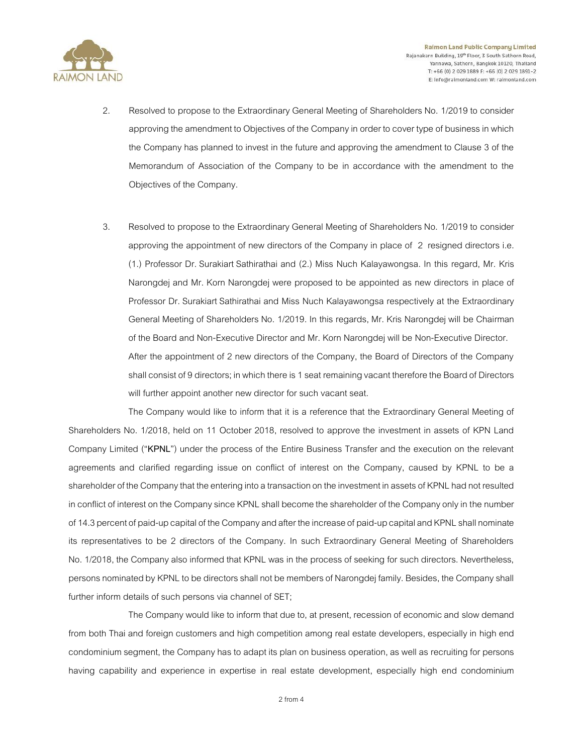2. Resolved to propose to the Extraordinary General Meeting of Shareholders No. 1/2019 to consider approving the amendment to Objectives of the Company in order to cover type of business in which the Company has planned to invest in the future and approving the amendment to Clause 3 of the Memorandum of Association of the Company to be in accordance with the amendment to the Objectives of the Company.

3. Resolved to propose to the Extraordinary General Meeting of Shareholders No. 1/2019 to consider approving the appointment of new directors of the Company in place of 2 resigned directors i.e. (1.) Professor Dr. Surakiart Sathirathai and (2.) Miss Nuch Kalayawongsa. In this regard, Mr. Kris Narongdej and Mr. Korn Narongdej were proposed to be appointed as new directors in place of Professor Dr. Surakiart Sathirathai and Miss Nuch Kalayawongsa respectively at the Extraordinary General Meeting of Shareholders No. 1/2019. In this regards, Mr. Kris Narongdej will be Chairman of the Board and Non-Executive Director and Mr. Korn Narongdej will be Non-Executive Director.

   After the appointment of 2 new directors of the Company, the Board of Directors of the Company shall consist of 9 directors; in which there is 1 seat remaining vacant therefore the Board of Directors will further appoint another new director for such vacant seat.

The Company would like to inform that it is a reference that the Extraordinary General Meeting of Shareholders No. 1/2018, held on 11 October 2018, resolved to approve the investment in assets of KPN Land Company Limited ("**KPNL**") under the process of the Entire Business Transfer and the execution on the relevant agreements and clarified regarding issue on conflict of interest on the Company, caused by KPNL to be a shareholder of the Company that the entering into a transaction on the investment in assets of KPNL had not resulted in conflict of interest on the Company since KPNL shall become the shareholder of the Company only in the number of 14.3 percent of paid-up capital of the Company and after the increase of paid-up capital and KPNL shall nominate its representatives to be 2 directors of the Company. In such Extraordinary General Meeting of Shareholders No. 1/2018, the Company also informed that KPNL was in the process of seeking for such directors. Nevertheless, persons nominated by KPNL to be directors shall not be members of Narongdej family. Besides, the Company shall further inform details of such persons via channel of SET;

The Company would like to inform that due to, at present, recession of economic and slow demand from both Thai and foreign customers and high competition among real estate developers, especially in high end condominium segment, the Company has to adapt its plan on business operation, as well as recruiting for persons having capability and experience in expertise in real estate development, especially high end condominium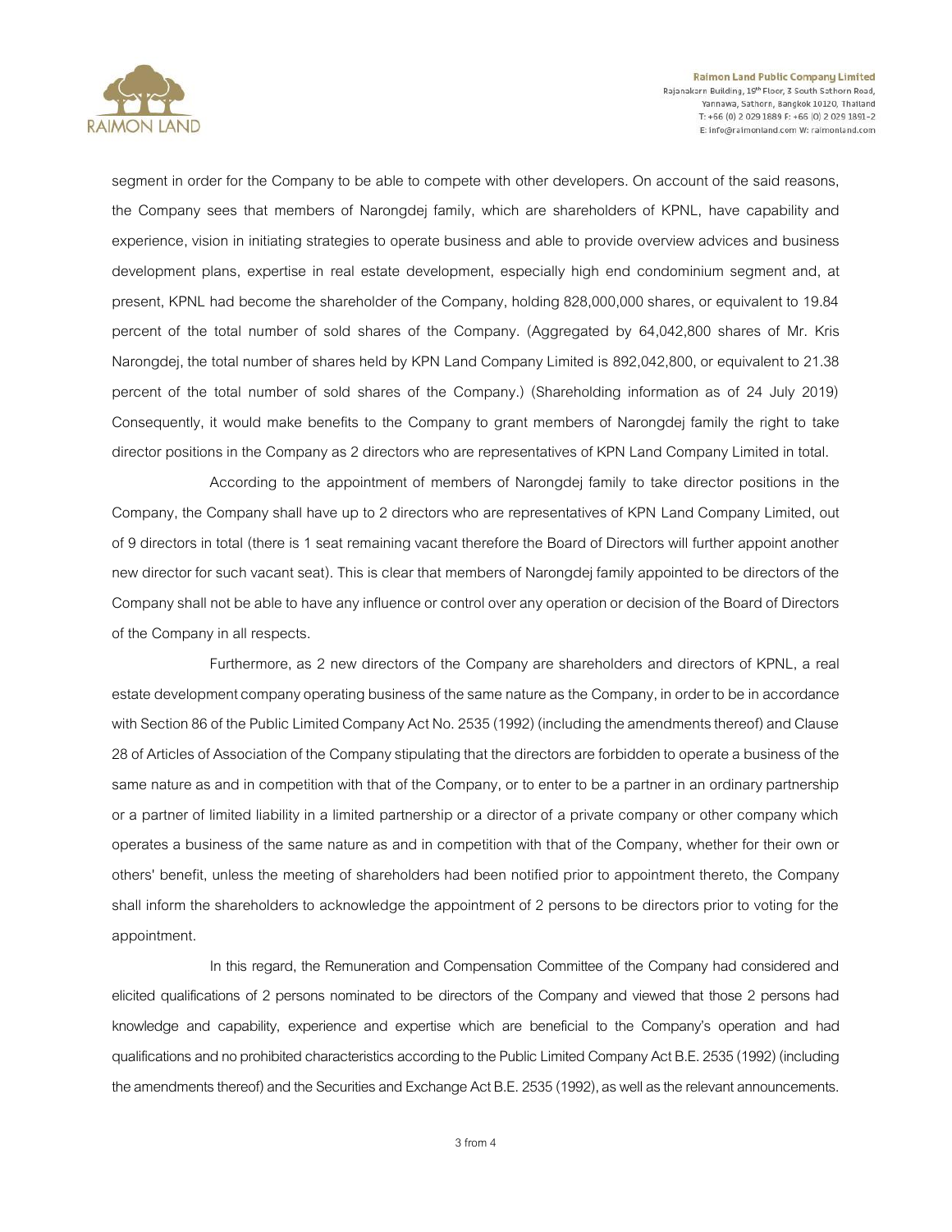segment in order for the Company to be able to compete with other developers. On account of the said reasons, the Company sees that members of Narongdej family, which are shareholders of KPNL, have capability and experience, vision in initiating strategies to operate business and able to provide overview advices and business development plans, expertise in real estate development, especially high end condominium segment and, at present, KPNL had become the shareholder of the Company, holding 828,000,000 shares, or equivalent to 19.84 percent of the total number of sold shares of the Company. (Aggregated by 64,042,800 shares of Mr. Kris Narongdej, the total number of shares held by KPN Land Company Limited is 892,042,800, or equivalent to 21.38 percent of the total number of sold shares of the Company.) (Shareholding information as of 24 July 2019) Consequently, it would make benefits to the Company to grant members of Narongdej family the right to take director positions in the Company as 2 directors who are representatives of KPN Land Company Limited in total.

According to the appointment of members of Narongdej family to take director positions in the Company, the Company shall have up to 2 directors who are representatives of KPN Land Company Limited, out of 9 directors in total (there is 1 seat remaining vacant therefore the Board of Directors will further appoint another new director for such vacant seat). This is clear that members of Narongdej family appointed to be directors of the Company shall not be able to have any influence or control over any operation or decision of the Board of Directors of the Company in all respects.

Furthermore, as 2 new directors of the Company are shareholders and directors of KPNL, a real estate development company operating business of the same nature as the Company, in order to be in accordance with Section 86 of the Public Limited Company Act No. 2535 (1992) (including the amendments thereof) and Clause 28 of Articles of Association of the Company stipulating that the directors are forbidden to operate a business of the same nature as and in competition with that of the Company, or to enter to be a partner in an ordinary partnership or a partner of limited liability in a limited partnership or a director of a private company or other company which operates a business of the same nature as and in competition with that of the Company, whether for their own or others' benefit, unless the meeting of shareholders had been notified prior to appointment thereto, the Company shall inform the shareholders to acknowledge the appointment of 2 persons to be directors prior to voting for the appointment.

In this regard, the Remuneration and Compensation Committee of the Company had considered and elicited qualifications of 2 persons nominated to be directors of the Company and viewed that those 2 persons had knowledge and capability, experience and expertise which are beneficial to the Company's operation and had qualifications and no prohibited characteristics according to the Public Limited Company Act B.E. 2535 (1992) (including the amendments thereof) and the Securities and Exchange Act B.E. 2535 (1992), as well as the relevant announcements.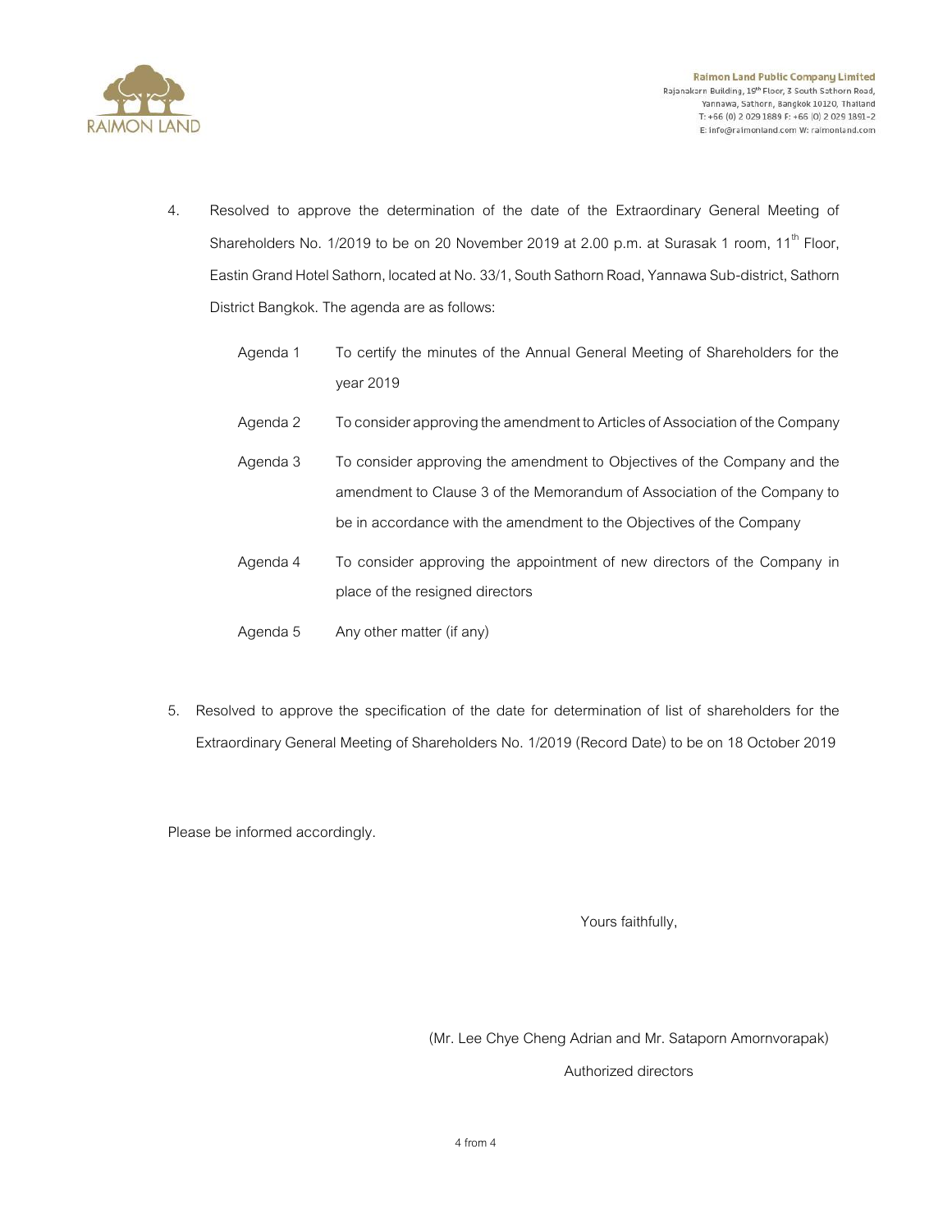4. Resolved to approve the determination of the date of the Extraordinary General Meeting of Shareholders No. 1/2019 to be on 20 November 2019 at 2.00 p.m. at Surasak 1 room, 11th Floor, Eastin Grand Hotel Sathorn, located at No. 33/1, South Sathorn Road, Yannawa Sub-district, Sathorn District Bangkok. The agenda are as follows:

   Agenda 1 To certify the minutes of the Annual General Meeting of Shareholders for the year 2019

   Agenda 2 To consider approving the amendment to Articles of Association of the Company

   Agenda 3 To consider approving the amendment to Objectives of the Company and the amendment to Clause 3 of the Memorandum of Association of the Company to be in accordance with the amendment to the Objectives of the Company

   Agenda 4 To consider approving the appointment of new directors of the Company in place of the resigned directors

   Agenda 5 Any other matter (if any)

5. Resolved to approve the specification of the date for determination of list of shareholders for the Extraordinary General Meeting of Shareholders No. 1/2019 (Record Date) to be on 18 October 2019

Please be informed accordingly.

Yours faithfully,

(Mr. Lee Chye Cheng Adrian and Mr. Sataporn Amornvorapak)

Authorized directors